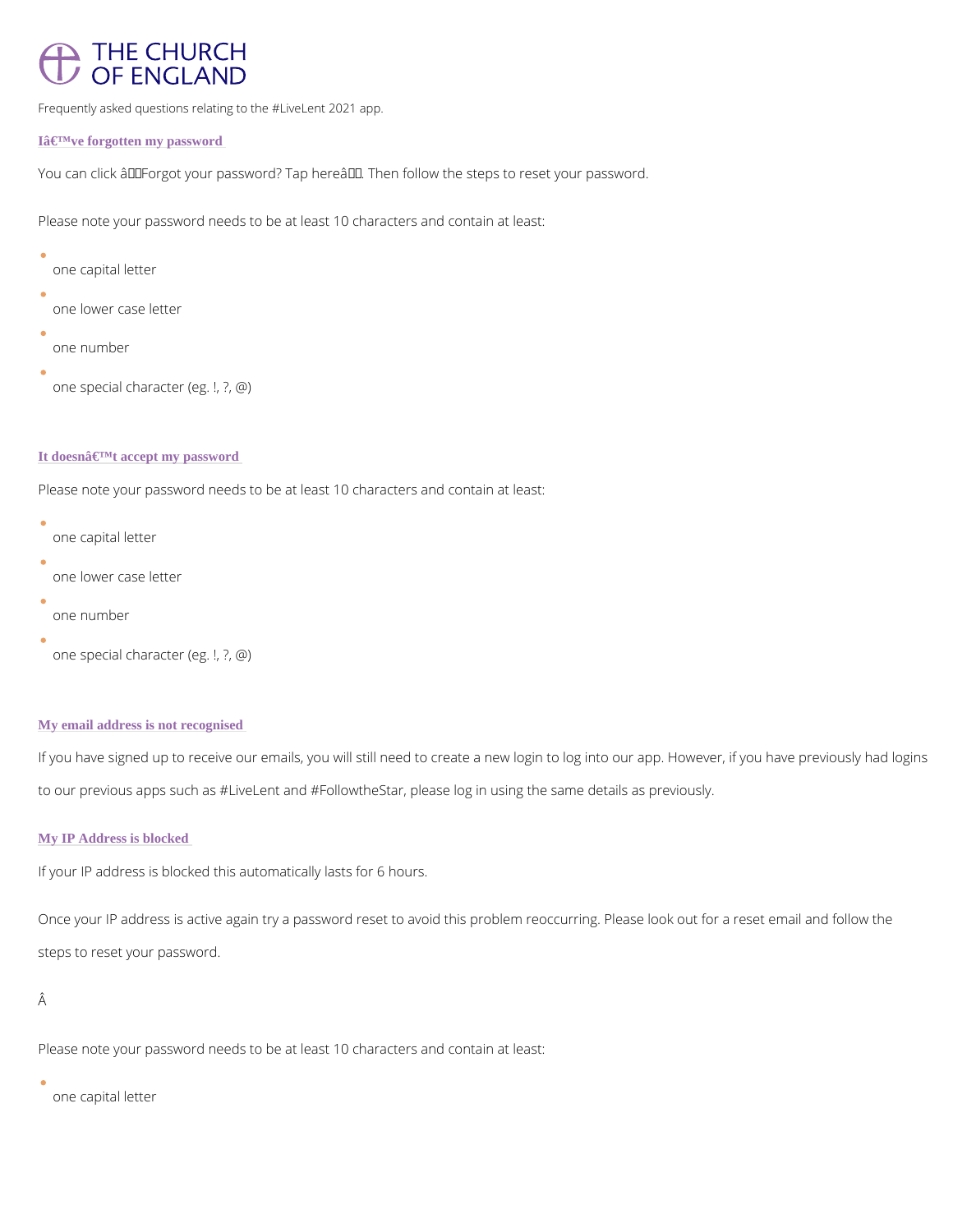# THE CHURCH OF ENGLAND

Frequently asked questions relating to the #LiveLent 2021 app.

### Iâ€™ve forgotten my password

You can click â€Forgot your password? Tap hereâ€. Then follow the steps to reset your password.

Please note your password needs to be at least 10 characters and contain at least:

- one capital letter
- one lower case letter
- one number
- one special character (eg. !, ?, @)

### It doesnâ€™t accept my password

Please note your password needs to be at least 10 characters and contain at least:

- one capital letter
- one lower case letter
- one number
- one special character (eg. !, ?, @)

### My email address is not recognised

If you have signed up to receive our emails, you will still need to create a new login to log into our app. However, if you have previously had logins to our previous apps such as #LiveLent and #FollowtheStar, please log in using the same details as previously.

### My IP Address is blocked

If your IP address is blocked this automatically lasts for 6 hours.

Once your IP address is active again try a password reset to avoid this problem reoccurring. Please look out for a reset email and follow the steps to reset your password.

Â

Please note your password needs to be at least 10 characters and contain at least:

- one capital letter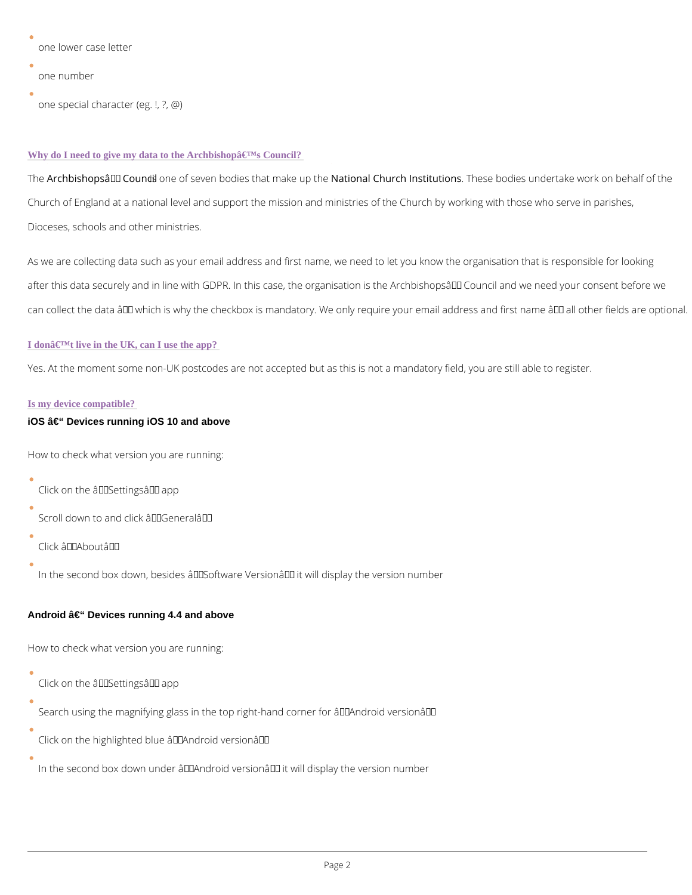- one lower case letter
- one number
- one special character (eg. !, ?, @)

### Why do I need to give my data to the Archbishopâ€™s Council?

The Archbishopsâ€™ Council is one of seven bodies that make up the National Church Institutions. These bodies undertake work on behalf of the Church of England at a national level and support the mission and ministries of the Church by working with those who serve in parishes, Dioceses, schools and other ministries.

As we are collecting data such as your email address and first name, we need to let you know the organisation that is responsible for looking after this data securely and in line with GDPR. In this case, the organisation is the Archbishopsâ€™ Council and we need your consent before we can collect the data â€“ which is why the checkbox is mandatory. We only require your email address and first name â€“ all other fields are optional.

### I donâ€™t live in the UK, can I use the app?

Yes. At the moment some non-UK postcodes are not accepted but as this is not a mandatory field, you are still able to register.

### Is my device compatible?

**iOS â€“ Devices running iOS 10 and above**

How to check what version you are running:

- Click on the â€˜Settingsâ€™ app
- Scroll down to and click â€˜Generalâ€™
- Click â€˜Aboutâ€™
- In the second box down, besides â€˜Software Versionâ€™ it will display the version number

**Android â€“ Devices running 4.4 and above**

How to check what version you are running:

- Click on the â€˜Settingsâ€™ app
- Search using the magnifying glass in the top right-hand corner for â€˜Android versionâ€™
- Click on the highlighted blue â€˜Android versionâ€™
- In the second box down under â€˜Android versionâ€™ it will display the version number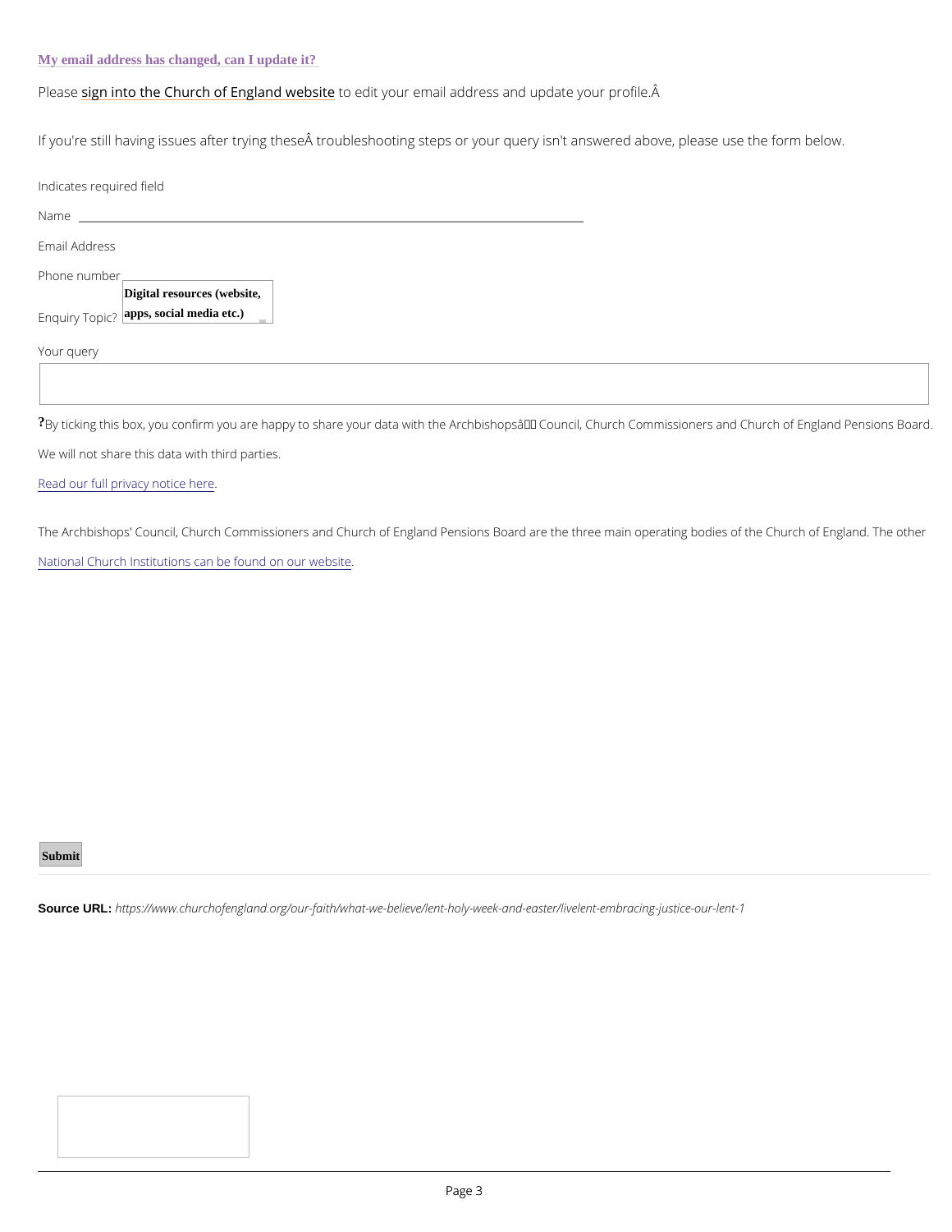### My email address has changed, can I update it?

Please sign into the Church of England website to edit your email address and update your profile.Â

If you're still having issues after trying theseÂ troubleshooting steps or your query isn't answered above, please use the form below.

Indicates required field

Name

Email Address

Phone number

Enquiry Topic? Digital resources (website, apps, social media etc.)

Your query

?By ticking this box, you confirm you are happy to share your data with the Archbishopsâ Council, Church Commissioners and Church of England Pensions Board.

We will not share this data with third parties.

Read our full privacy notice here.

The Archbishops' Council, Church Commissioners and Church of England Pensions Board are the three main operating bodies of the Church of England. The other National Church Institutions can be found on our website.

Submit

**Source URL:** *https://www.churchofengland.org/our-faith/what-we-believe/lent-holy-week-and-easter/livelent-embracing-justice-our-lent-1*